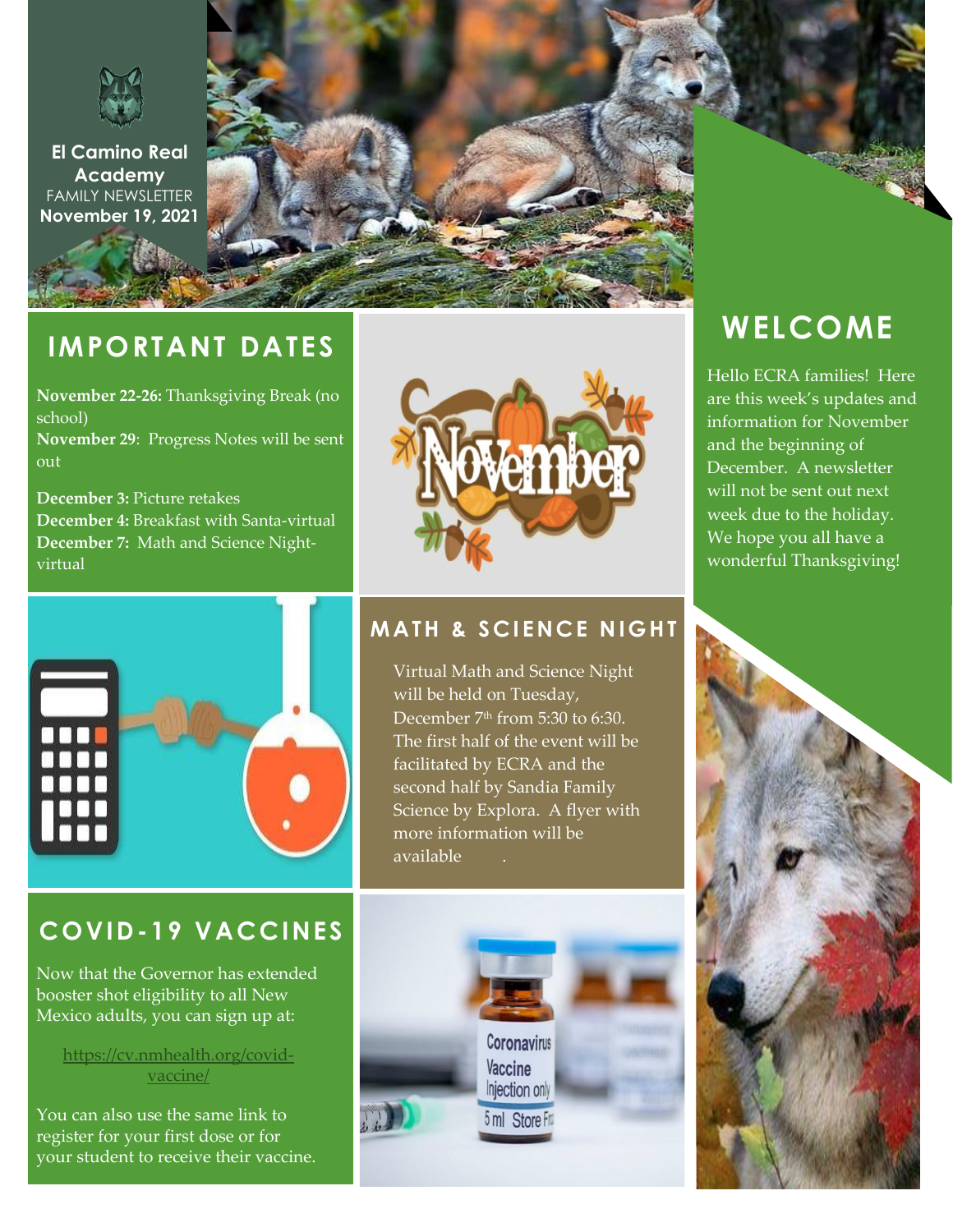**El Camino Real Academy**
FAMILY NEWSLETTER
**November 19, 2021**

## WELCOME

Hello ECRA families! Here are this week's updates and information for November and the beginning of December. A newsletter will not be sent out next week due to the holiday. We hope you all have a wonderful Thanksgiving!

## IMPORTANT DATES

**November 22-26:** Thanksgiving Break (no school)
**November 29**: Progress Notes will be sent out

**December 3:** Picture retakes
**December 4:** Breakfast with Santa-virtual
**December 7:** Math and Science Night-virtual

## MATH & SCIENCE NIGHT

Virtual Math and Science Night will be held on Tuesday, December 7th from 5:30 to 6:30. The first half of the event will be facilitated by ECRA and the second half by Sandia Family Science by Explora. A flyer with more information will be available .

## COVID-19 VACCINES

Now that the Governor has extended booster shot eligibility to all New Mexico adults, you can sign up at:

https://cv.nmhealth.org/covid-vaccine/

You can also use the same link to register for your first dose or for your student to receive their vaccine.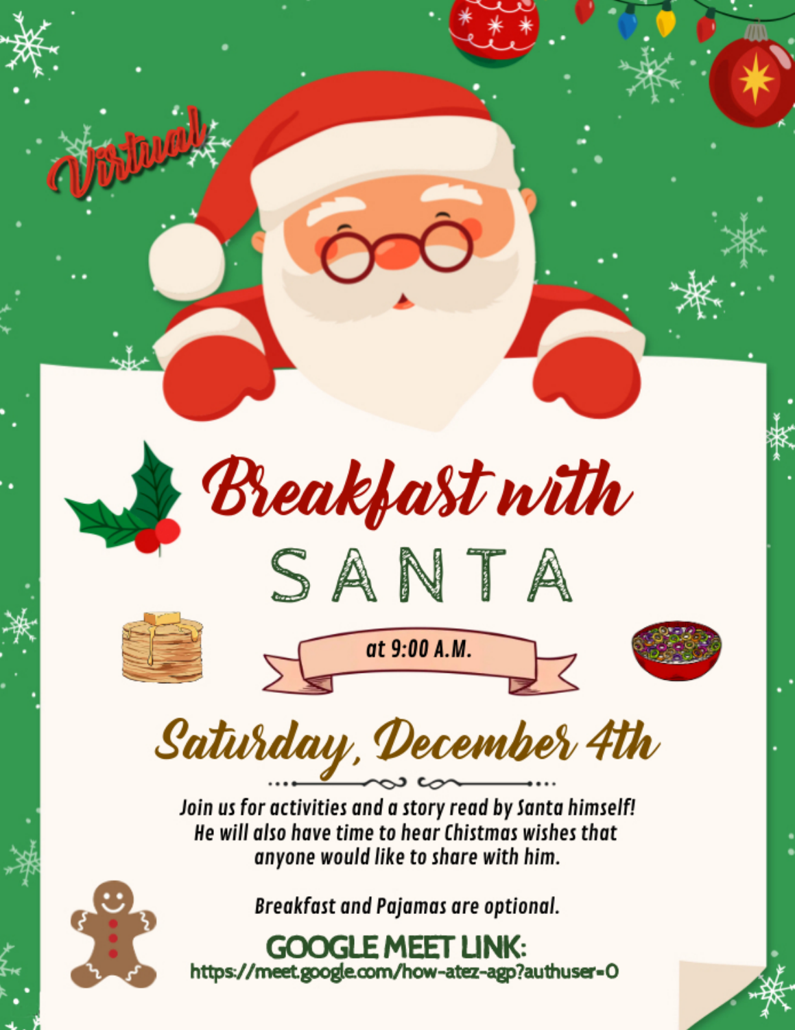*Virtual*

# Breakfast with SANTA

at 9:00 A.M.

## Saturday, December 4th

*Join us for activities and a story read by Santa himself! He will also have time to hear Chistmas wishes that anyone would like to share with him.*

*Breakfast and Pajamas are optional.*

**GOOGLE MEET LINK:**
https://meet.google.com/how-atez-agp?authuser=0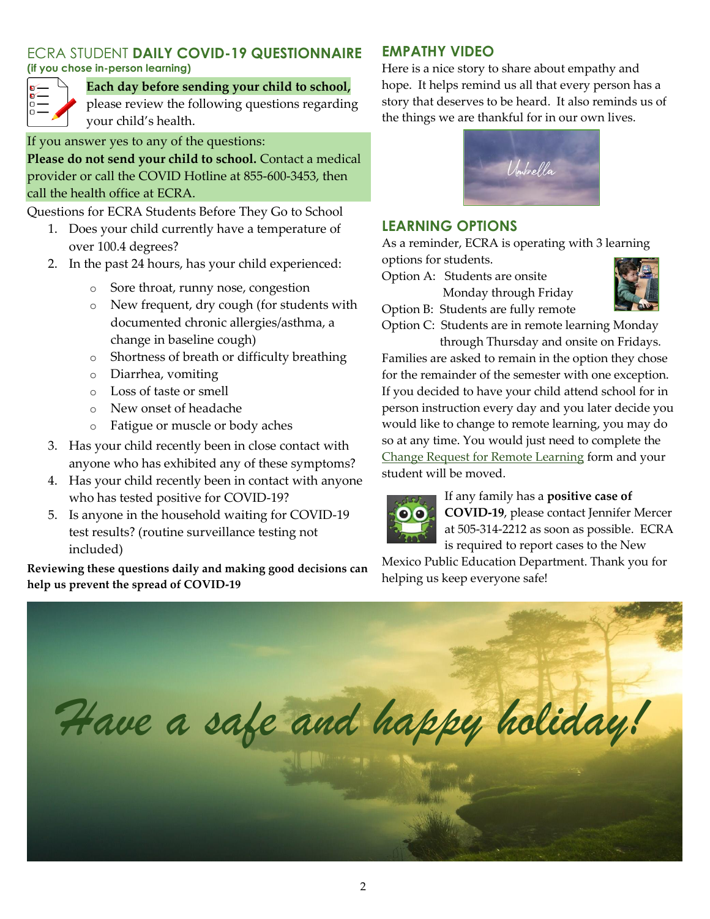## ECRA STUDENT **DAILY COVID-19 QUESTIONNAIRE**

**(if you chose in-person learning)**

**Each day before sending your child to school,** please review the following questions regarding your child's health.

If you answer yes to any of the questions:
**Please do not send your child to school.** Contact a medical provider or call the COVID Hotline at 855-600-3453, then call the health office at ECRA.

Questions for ECRA Students Before They Go to School

1. Does your child currently have a temperature of over 100.4 degrees?
2. In the past 24 hours, has your child experienced:
   - Sore throat, runny nose, congestion
   - New frequent, dry cough (for students with documented chronic allergies/asthma, a change in baseline cough)
   - Shortness of breath or difficulty breathing
   - Diarrhea, vomiting
   - Loss of taste or smell
   - New onset of headache
   - Fatigue or muscle or body aches
3. Has your child recently been in close contact with anyone who has exhibited any of these symptoms?
4. Has your child recently been in contact with anyone who has tested positive for COVID-19?
5. Is anyone in the household waiting for COVID-19 test results? (routine surveillance testing not included)

**Reviewing these questions daily and making good decisions can help us prevent the spread of COVID-19**

## EMPATHY VIDEO

Here is a nice story to share about empathy and hope. It helps remind us all that every person has a story that deserves to be heard. It also reminds us of the things we are thankful for in our own lives.

Umbrella

## LEARNING OPTIONS

As a reminder, ECRA is operating with 3 learning options for students.

Option A: Students are onsite Monday through Friday
Option B: Students are fully remote
Option C: Students are in remote learning Monday through Thursday and onsite on Fridays.

Families are asked to remain in the option they chose for the remainder of the semester with one exception. If you decided to have your child attend school for in person instruction every day and you later decide you would like to change to remote learning, you may do so at any time. You would just need to complete the Change Request for Remote Learning form and your student will be moved.

If any family has a **positive case of COVID-19**, please contact Jennifer Mercer at 505-314-2212 as soon as possible. ECRA is required to report cases to the New Mexico Public Education Department. Thank you for helping us keep everyone safe!

*Have a safe and happy holiday!*